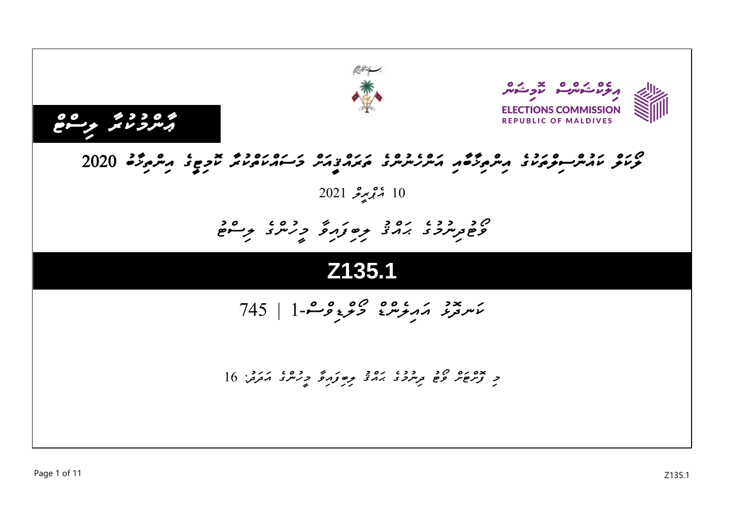އިލެކްޝަންސް ކޮމިޝަން

ELECTIONS COMMISSION

REPUBLIC OF MALDIVES

# ޢާންމުކުރާ ލިސްޓު

## ލޯކަލް ކައުންސިލްތަކުގެ އިންތިޚާބާއި އަންހެނުންގެ ތަރައްޤީއަށް މަސައްކަތްކުރާ ކޮމިޓީގެ އިންތިޚާބު 2020

10 އެޕްރީލް 2021

## ވޯޓުދިނުމުގެ ހައްޤު ލިބިފައިވާ މީހުންގެ ލިސްޓު

# Z135.1

ކަނޑޫދޫ އައިލެންޑް މާލެ ވޯޓް-1 | 745

މި ފޮށީގައި ވޯޓު ދިނުމުގެ ހައްޤު ލިބިފައިވާ މީހުންގެ އަދަދު: 16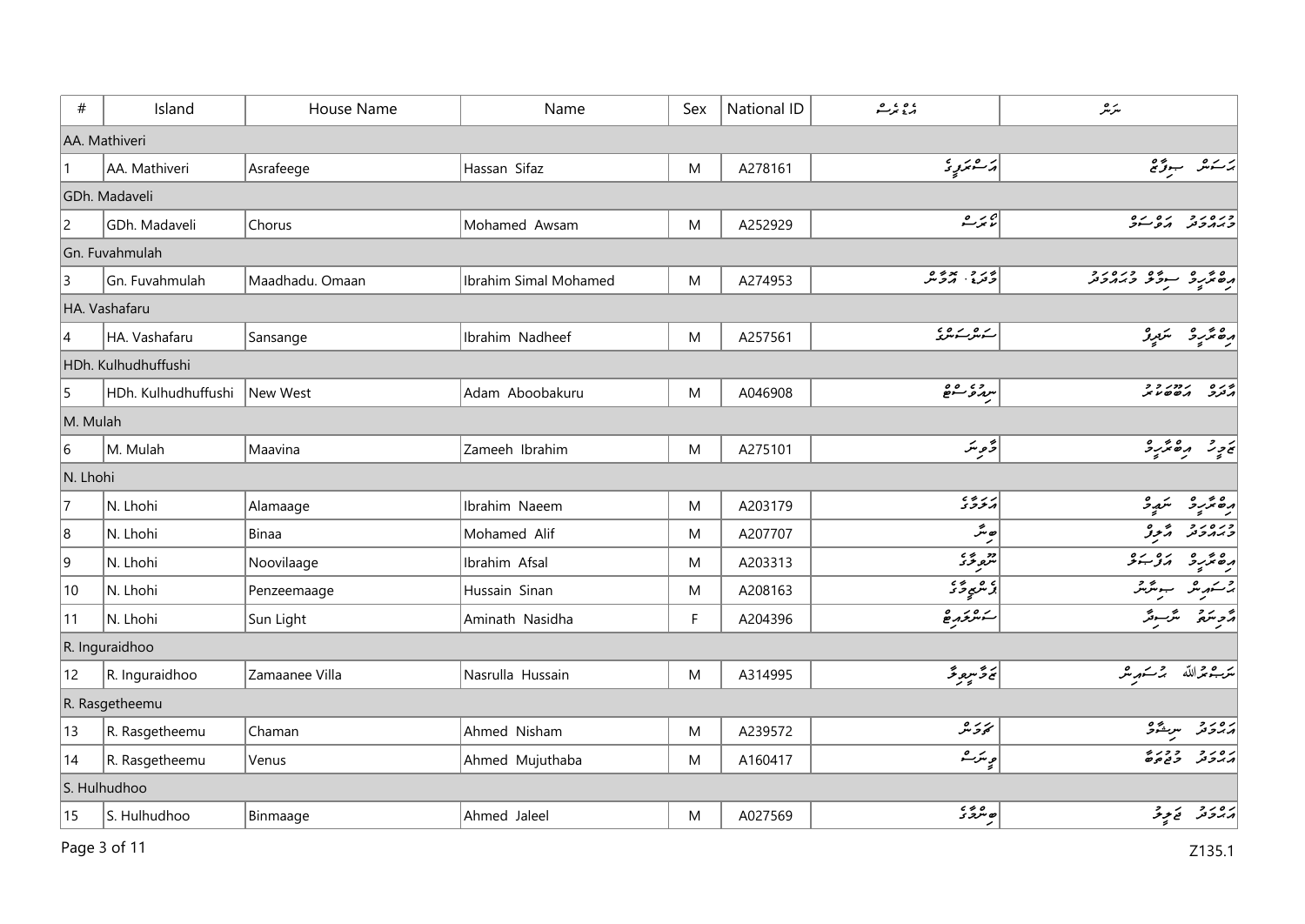| # | Island | House Name | Name | Sex | National ID | ގެއުގެ ނަން | ނަން |
|---|---|---|---|---|---|---|---|
| AA. Mathiveri | | | | | | | |
| 1 | AA. Mathiveri | Asrafeege | Hassan Sifaz | M | A278161 | އަސްރަފީގެ | ހަސަން ސިފާޒް |
| GDh. Madaveli | | | | | | | |
| 2 | GDh. Madaveli | Chorus | Mohamed Awsam | M | A252929 | ކޯރަސް | މުހައްމަދު އައުސަމް |
| Gn. Fuvahmulah | | | | | | | |
| 3 | Gn. Fuvahmulah | Maadhadu. Omaan | Ibrahim Simal Mohamed | M | A274953 | މާދަދު. އޮމާން | އިބްރާހީމް ސިމާލް މުހައްމަދު |
| HA. Vashafaru | | | | | | | |
| 4 | HA. Vashafaru | Sansange | Ibrahim Nadheef | M | A257561 | ސަންސަންގެ | އިބްރާހީމް ނަދީފް |
| HDh. Kulhudhuffushi | | | | | | | |
| 5 | HDh. Kulhudhuffushi | New West | Adam Aboobakuru | M | A046908 | ނިއުވެސްޓް | އާދަމް އަބޫބަކުރު |
| M. Mulah | | | | | | | |
| 6 | M. Mulah | Maavina | Zameeh Ibrahim | M | A275101 | މާވިނަ | ޒަމީހް އިބްރާހީމް |
| N. Lhohi | | | | | | | |
| 7 | N. Lhohi | Alamaage | Ibrahim Naeem | M | A203179 | އަލަމާގެ | އިބްރާހީމް ނައީމް |
| 8 | N. Lhohi | Binaa | Mohamed Alif | M | A207707 | ބިނާ | މުހައްމަދު އާލިފް |
| 9 | N. Lhohi | Noovilaage | Ibrahim Afsal | M | A203313 | ނޫވިލާގެ | އިބްރާހީމް އަފްސަލް |
| 10 | N. Lhohi | Penzeemaage | Hussain Sinan | M | A208163 |ޕެންޒީމާގެ | ހުސައިން ސިނާން |
| 11 | N. Lhohi | Sun Light | Aminath Nasidha | F | A204396 | ސަންލައިޓް | އާމިނަތު ނާސިދާ |
| R. Inguraidhoo | | | | | | | |
| 12 | R. Inguraidhoo | Zamaanee Villa | Nasrulla Hussain | M | A314995 | ޒަމާނީވިލާ | ނަޞްރުﷲ ހުސައިން |
| R. Rasgetheemu | | | | | | | |
| 13 | R. Rasgetheemu | Chaman | Ahmed Nisham | M | A239572 | ޗަމަން | އަހްމަދު ނިޝާމް |
| 14 | R. Rasgetheemu | Venus | Ahmed Mujuthaba | M | A160417 | ވީނަސް | އަހްމަދު މުޖުތަބާ |
| S. Hulhudhoo | | | | | | | |
| 15 | S. Hulhudhoo | Binmaage | Ahmed Jaleel | M | A027569 | ބިންމާގެ | އަހްމަދު ޖަލީލް |

Z135.1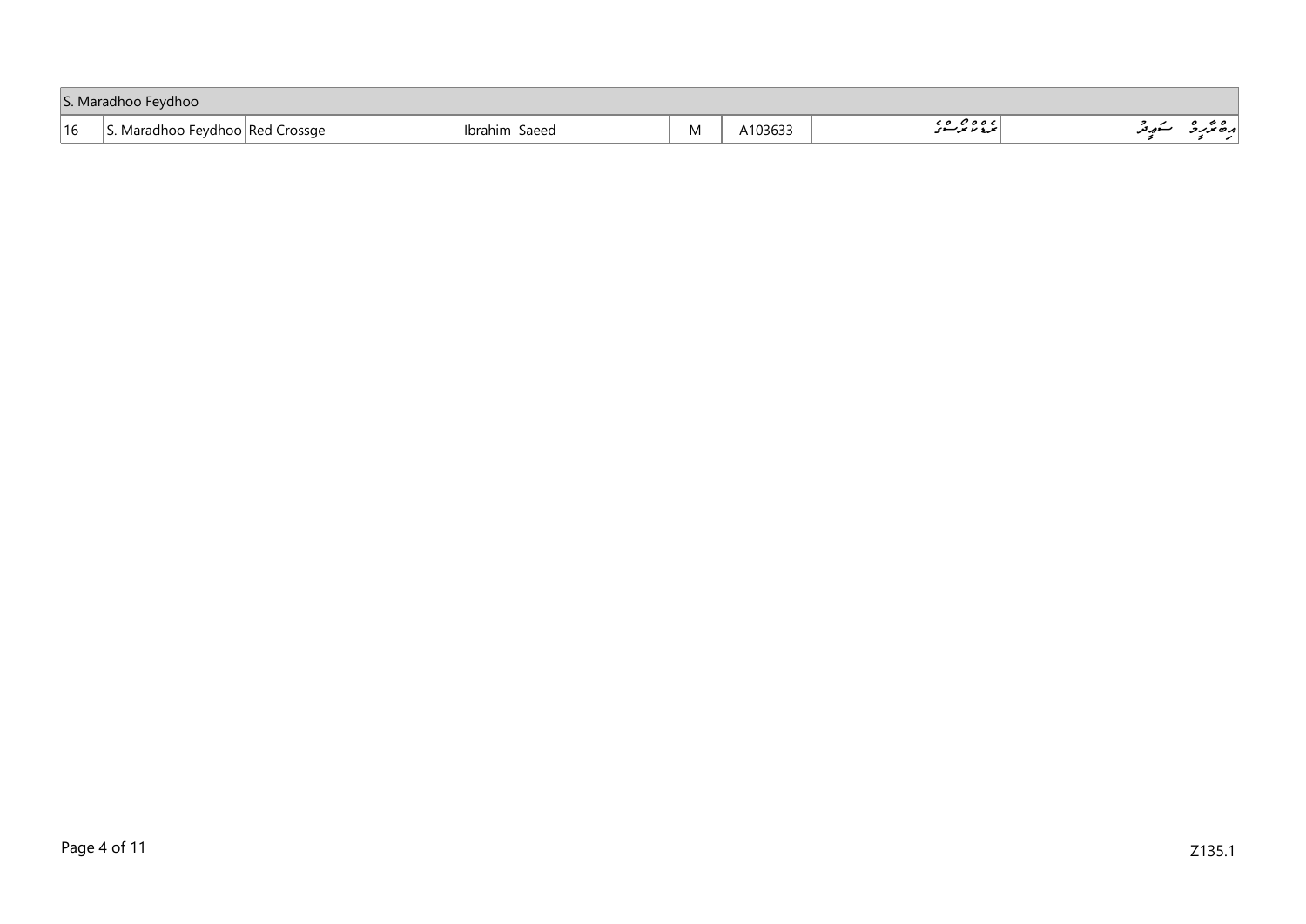| S. Maradhoo Feydhoo | | | | | | |
|---|---|---|---|---|---|---|
| 16 | S. Maradhoo Feydhoo | Red Crossge | Ibrahim Saeed | M | A103633 | ރެޑްކްރޮސްގެ | އިބްރާހިމް ސަޢީދު |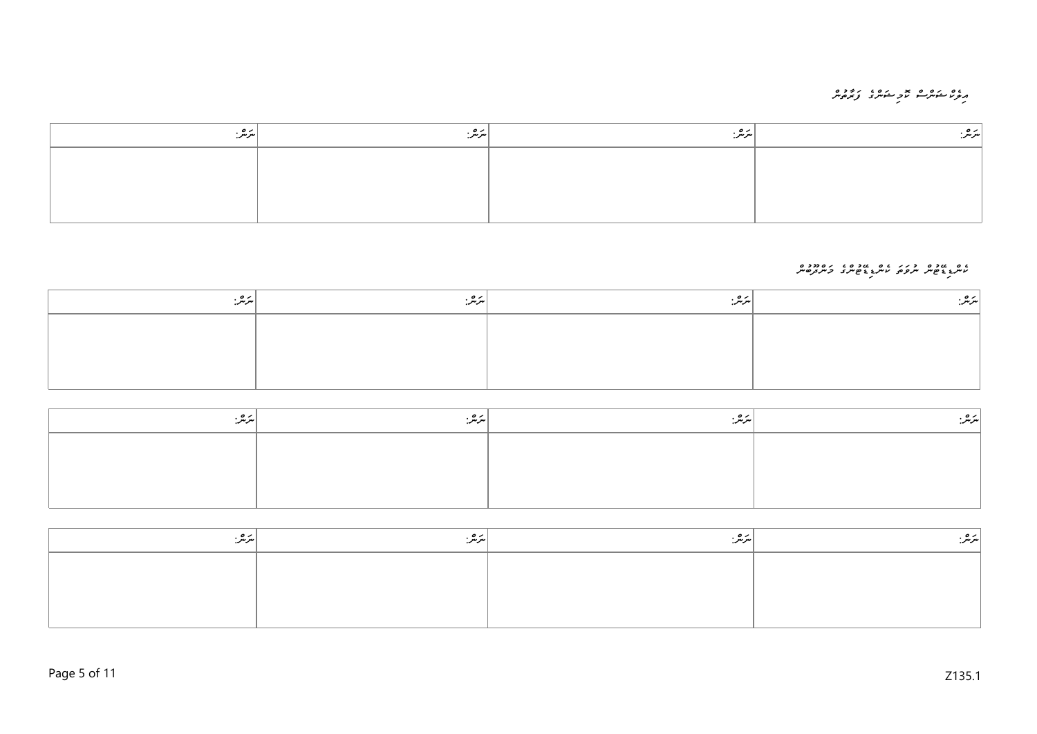ރިވެށިކަމަށް ކޮމިޝަނަށް ފާސްވެއްޖެ ފަރާތް

| ނަން: | ނަން: | ނަން: | ނަން: |
|---|---|---|---|
| | | | |

ކަނޑައެޅިފައިވާ ގޮނޑިއަށް ކުރިމަތިލާ ފަރާތްތައް

| ނަން: | ނަން: | ނަން: | ނަން: |
|---|---|---|---|
| | | | |

| ނަން: | ނަން: | ނަން: | ނަން: |
|---|---|---|---|
| | | | |

| ނަން: | ނަން: | ނަން: | ނަން: |
|---|---|---|---|
| | | | |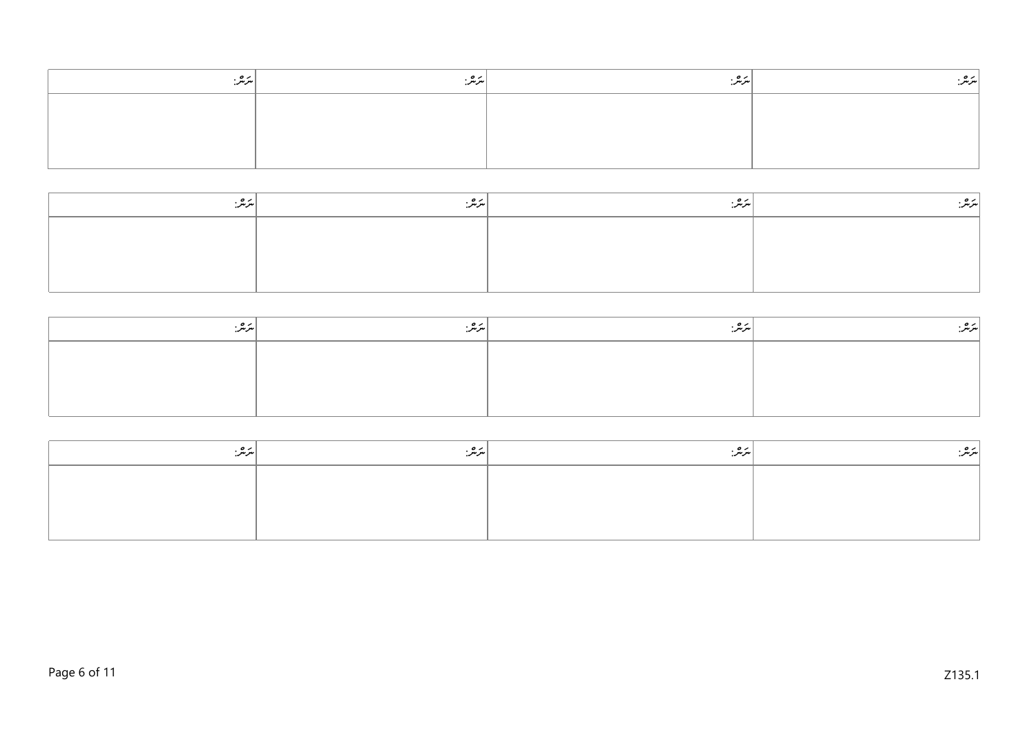| ނަރުދ: | ނަރުދ: | ނަރުދ: | ނަރުދ: |
| --- | --- | --- | --- |
| | | | |

| ނަރުދ: | ނަރުދ: | ނަރުދ: | ނަރުދ: |
| --- | --- | --- | --- |
| | | | |

| ނަރުދ: | ނަރުދ: | ނަރުދ: | ނަރުދ: |
| --- | --- | --- | --- |
| | | | |

| ނަރުދ: | ނަރުދ: | ނަރުދ: | ނަރުދ: |
| --- | --- | --- | --- |
| | | | |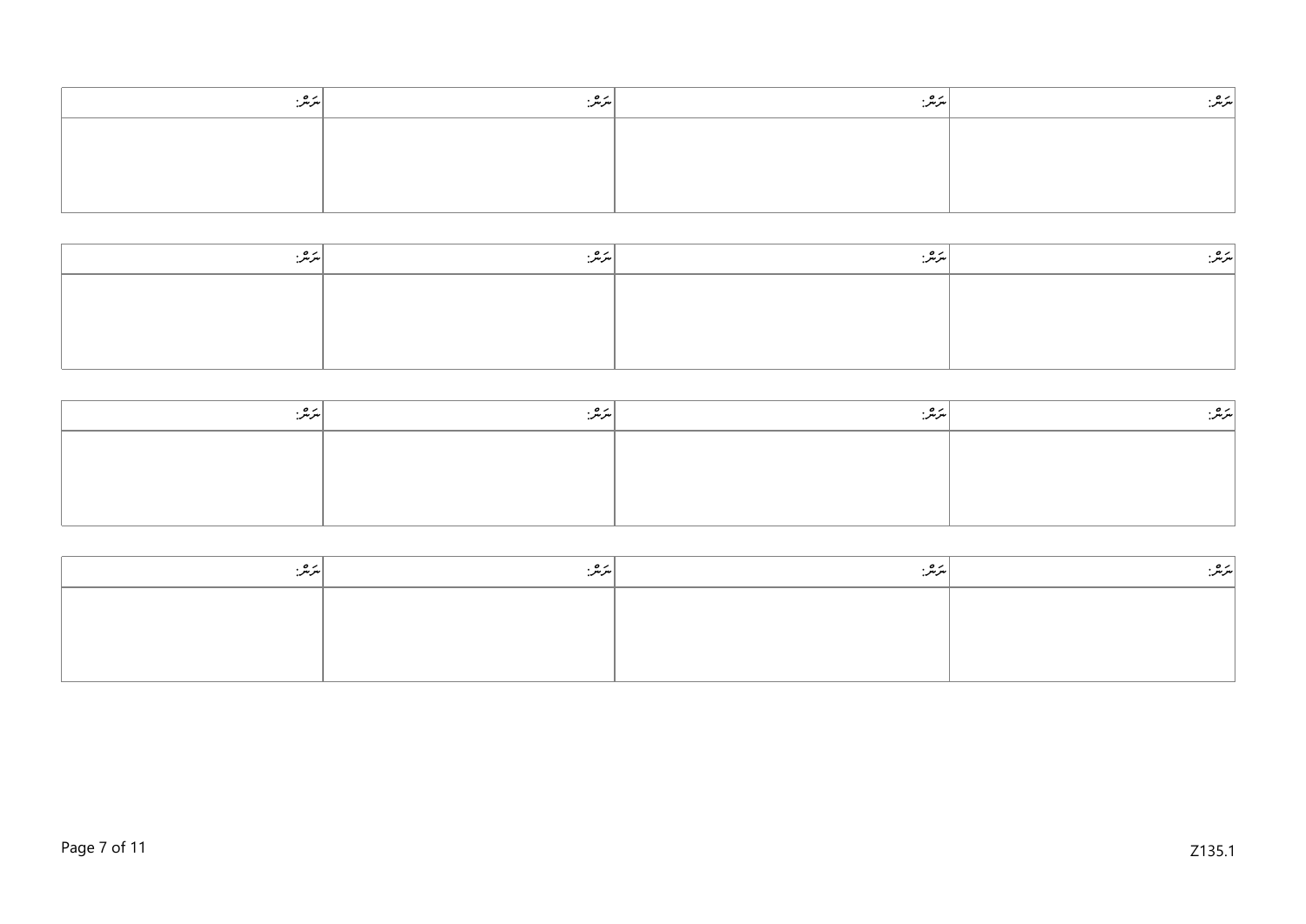| ނަންބަރ: | ނަންބަރ: | ނަންބަރ: | ނަންބަރ: |
| --- | --- | --- | --- |
| | | | |

| ނަންބަރ: | ނަންބަރ: | ނަންބަރ: | ނަންބަރ: |
| --- | --- | --- | --- |
| | | | |

| ނަންބަރ: | ނަންބަރ: | ނަންބަރ: | ނަންބަރ: |
| --- | --- | --- | --- |
| | | | |

| ނަންބަރ: | ނަންބަރ: | ނަންބަރ: | ނަންބަރ: |
| --- | --- | --- | --- |
| | | | |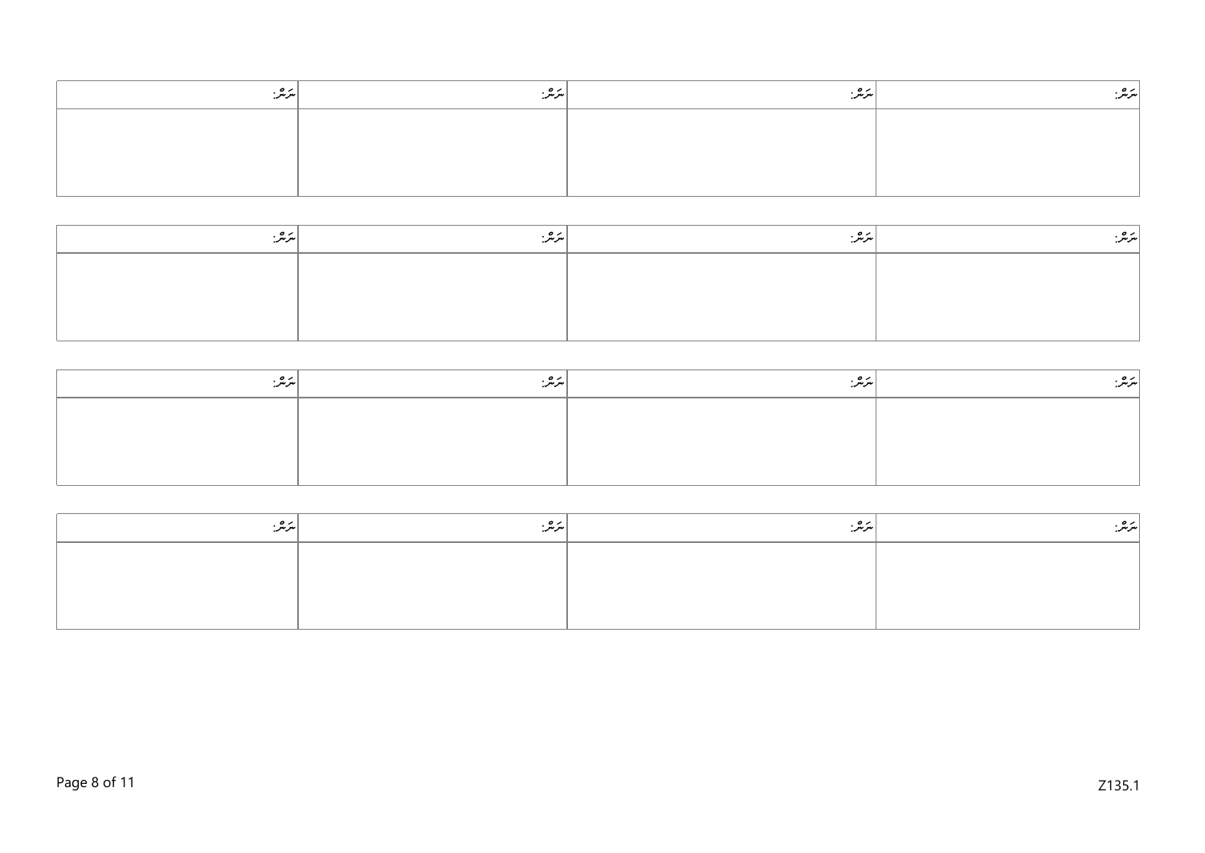| ނަރުދ: | ނަރުދ: | ނަރުދ: | ނަރުދ: |
| --- | --- | --- | --- |
| | | | |

| ނަރުދ: | ނަރުދ: | ނަރުދ: | ނަރުދ: |
| --- | --- | --- | --- |
| | | | |

| ނަރުދ: | ނަރުދ: | ނަރުދ: | ނަރުދ: |
| --- | --- | --- | --- |
| | | | |

| ނަރުދ: | ނަރުދ: | ނަރުދ: | ނަރުދ: |
| --- | --- | --- | --- |
| | | | |

Z135.1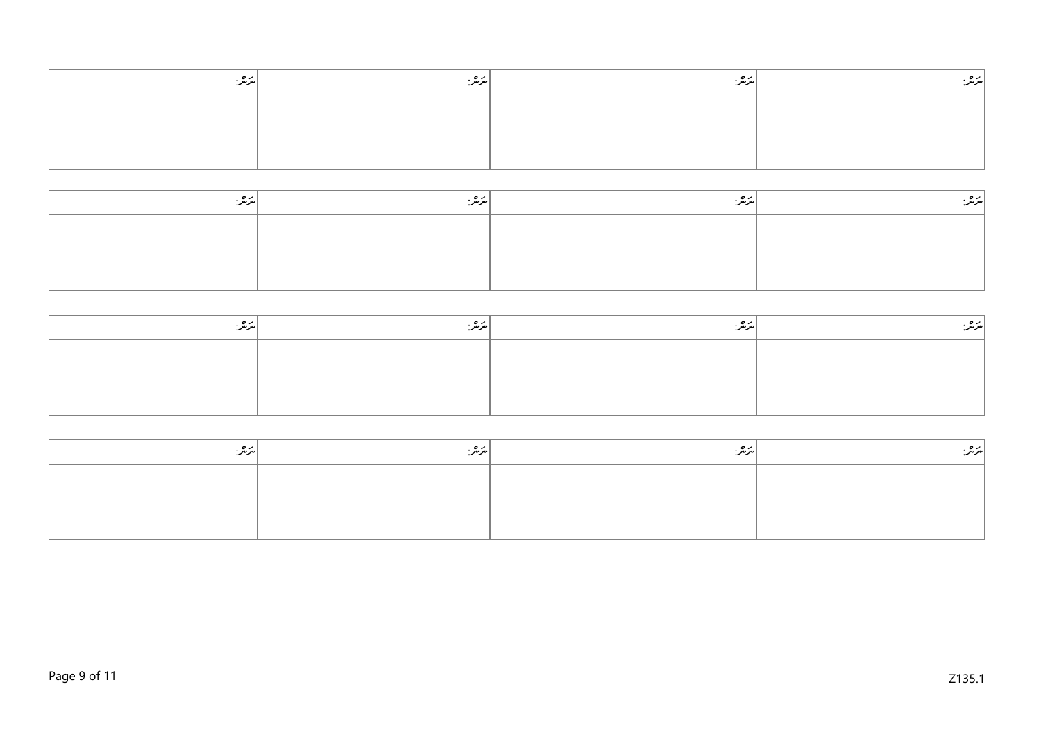| ނަރުނ: | ނަރުނ: | ނަރުނ: | ނަރުނ: |
| --- | --- | --- | --- |
| | | | |

| ނަރުނ: | ނަރުނ: | ނަރުނ: | ނަރުނ: |
| --- | --- | --- | --- |
| | | | |

| ނަރުނ: | ނަރުނ: | ނަރުނ: | ނަރުނ: |
| --- | --- | --- | --- |
| | | | |

| ނަރުނ: | ނަރުނ: | ނަރުނ: | ނަރުނ: |
| --- | --- | --- | --- |
| | | | |

Z135.1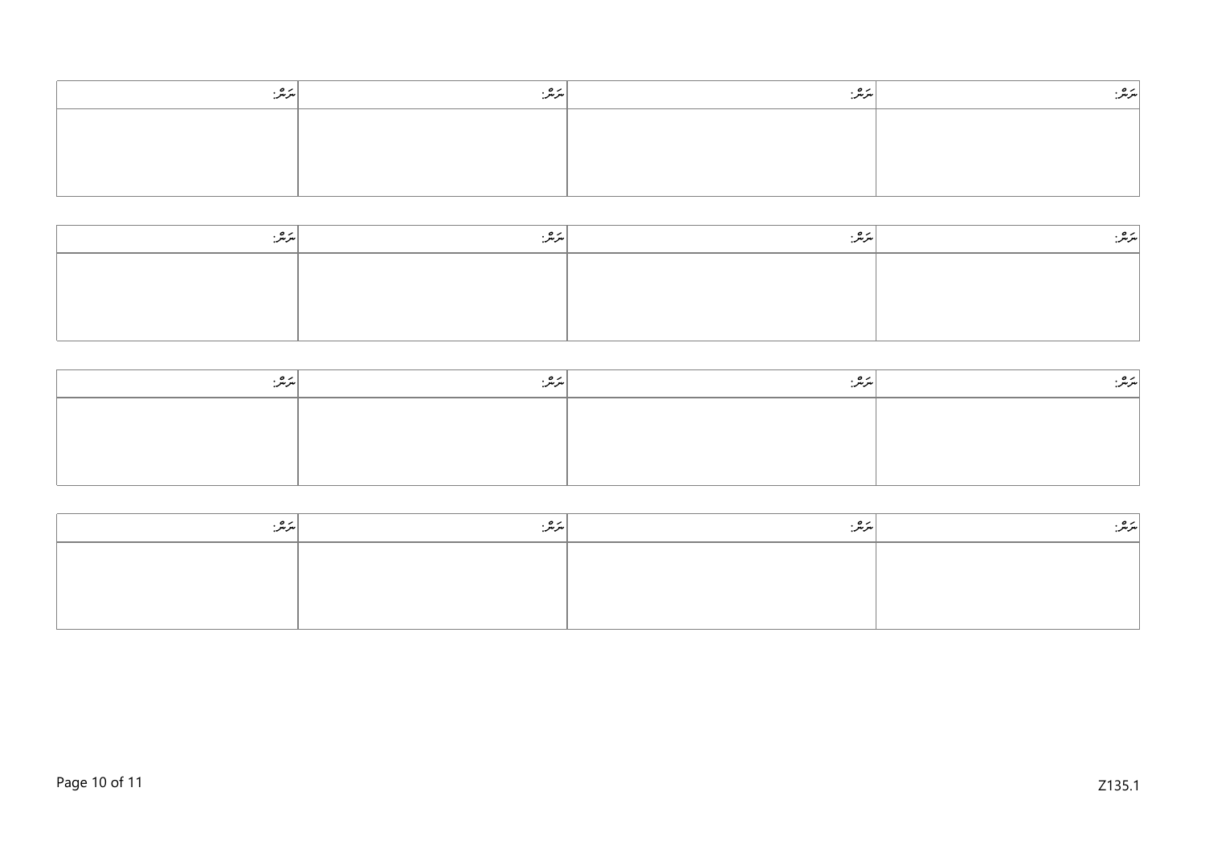| ނަރަދ: | ނަރަދ: | ނަރަދ: | ނަރަދ: |
| --- | --- | --- | --- |
| | | | |

| ނަރަދ: | ނަރަދ: | ނަރަދ: | ނަރަދ: |
| --- | --- | --- | --- |
| | | | |

| ނަރަދ: | ނަރަދ: | ނަރަދ: | ނަރަދ: |
| --- | --- | --- | --- |
| | | | |

| ނަރަދ: | ނަރަދ: | ނަރަދ: | ނަރަދ: |
| --- | --- | --- | --- |
| | | | |

Z135.1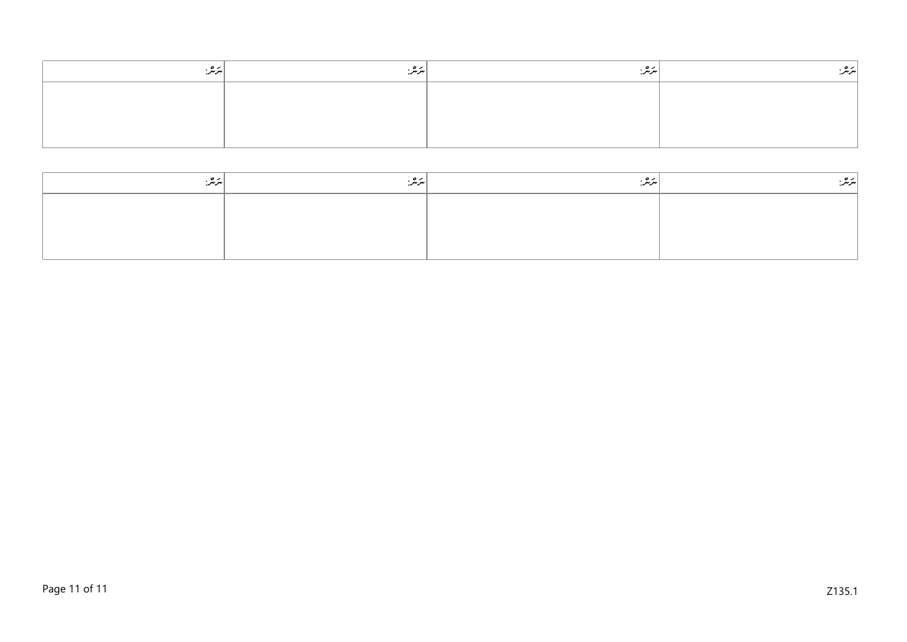| ނަންބަރު: | ނަންބަރު: | ނަންބަރު: | ނަންބަރު: |
|---|---|---|---|
| | | | |

| ނަންބަރު: | ނަންބަރު: | ނަންބަރު: | ނަންބަރު: |
|---|---|---|---|
| | | | |